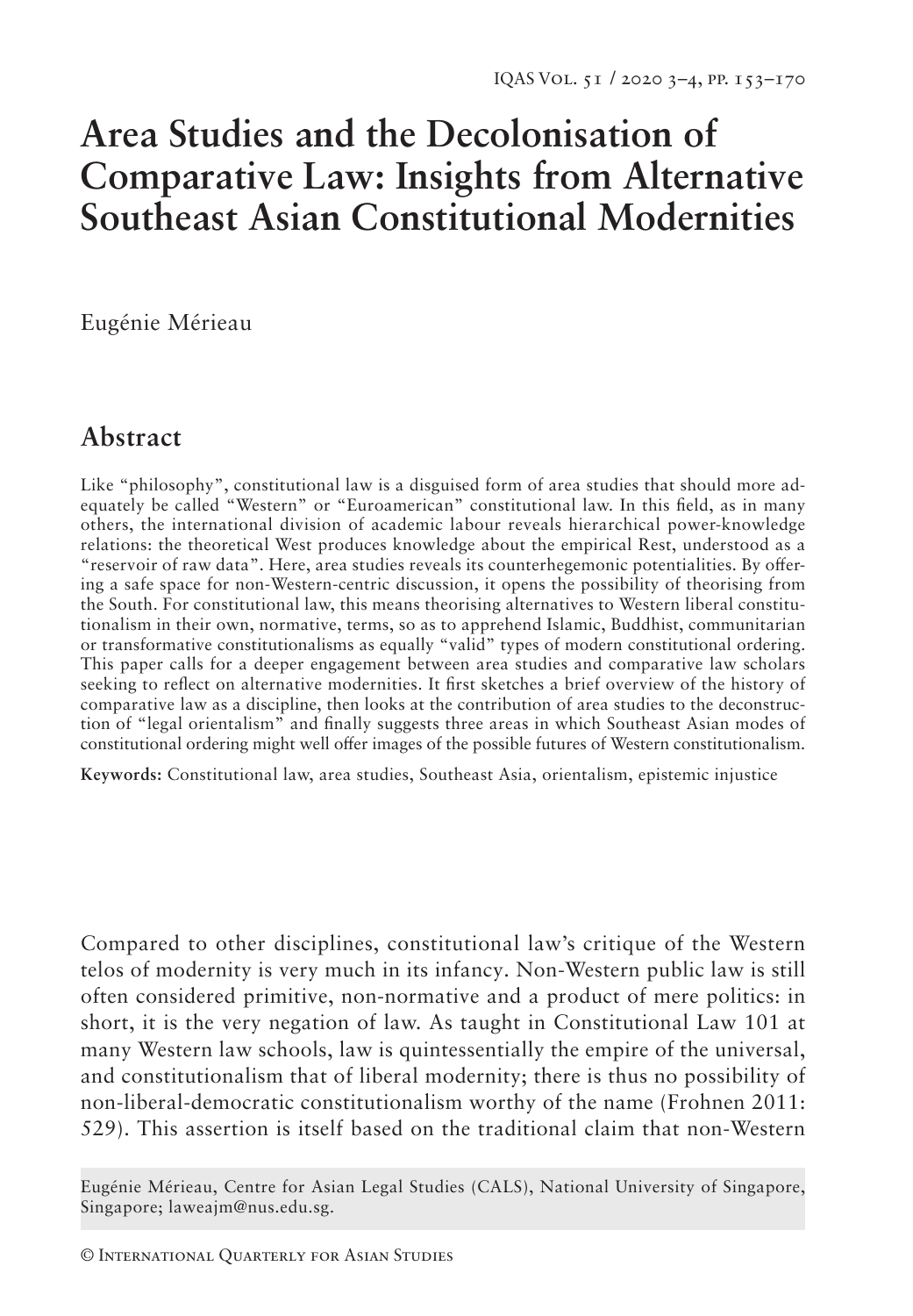# Area Studies and the Decolonisation of Comparative Law: Insights from Alternative Southeast Asian Constitutional Modernities

Eugénie Mérieau

## Abstract

Like "philosophy", constitutional law is a disguised form of area studies that should more adequately be called "Western" or "Euroamerican" constitutional law. In this field, as in many others, the international division of academic labour reveals hierarchical power-knowledge relations: the theoretical West produces knowledge about the empirical Rest, understood as a "reservoir of raw data". Here, area studies reveals its counterhegemonic potentialities. By offering a safe space for non-Western-centric discussion, it opens the possibility of theorising from the South. For constitutional law, this means theorising alternatives to Western liberal constitutionalism in their own, normative, terms, so as to apprehend Islamic, Buddhist, communitarian or transformative constitutionalisms as equally "valid" types of modern constitutional ordering. This paper calls for a deeper engagement between area studies and comparative law scholars seeking to reflect on alternative modernities. It first sketches a brief overview of the history of comparative law as a discipline, then looks at the contribution of area studies to the deconstruction of "legal orientalism" and finally suggests three areas in which Southeast Asian modes of constitutional ordering might well offer images of the possible futures of Western constitutionalism.

**Keywords:** Constitutional law, area studies, Southeast Asia, orientalism, epistemic injustice

Compared to other disciplines, constitutional law's critique of the Western telos of modernity is very much in its infancy. Non-Western public law is still often considered primitive, non-normative and a product of mere politics: in short, it is the very negation of law. As taught in Constitutional Law 101 at many Western law schools, law is quintessentially the empire of the universal, and constitutionalism that of liberal modernity; there is thus no possibility of non-liberal-democratic constitutionalism worthy of the name (Frohnen 2011: 529). This assertion is itself based on the traditional claim that non-Western

Eugénie Mérieau, Centre for Asian Legal Studies (CALS), National University of Singapore, Singapore; laweajm@nus.edu.sg.

© International Quarterly for Asian Studies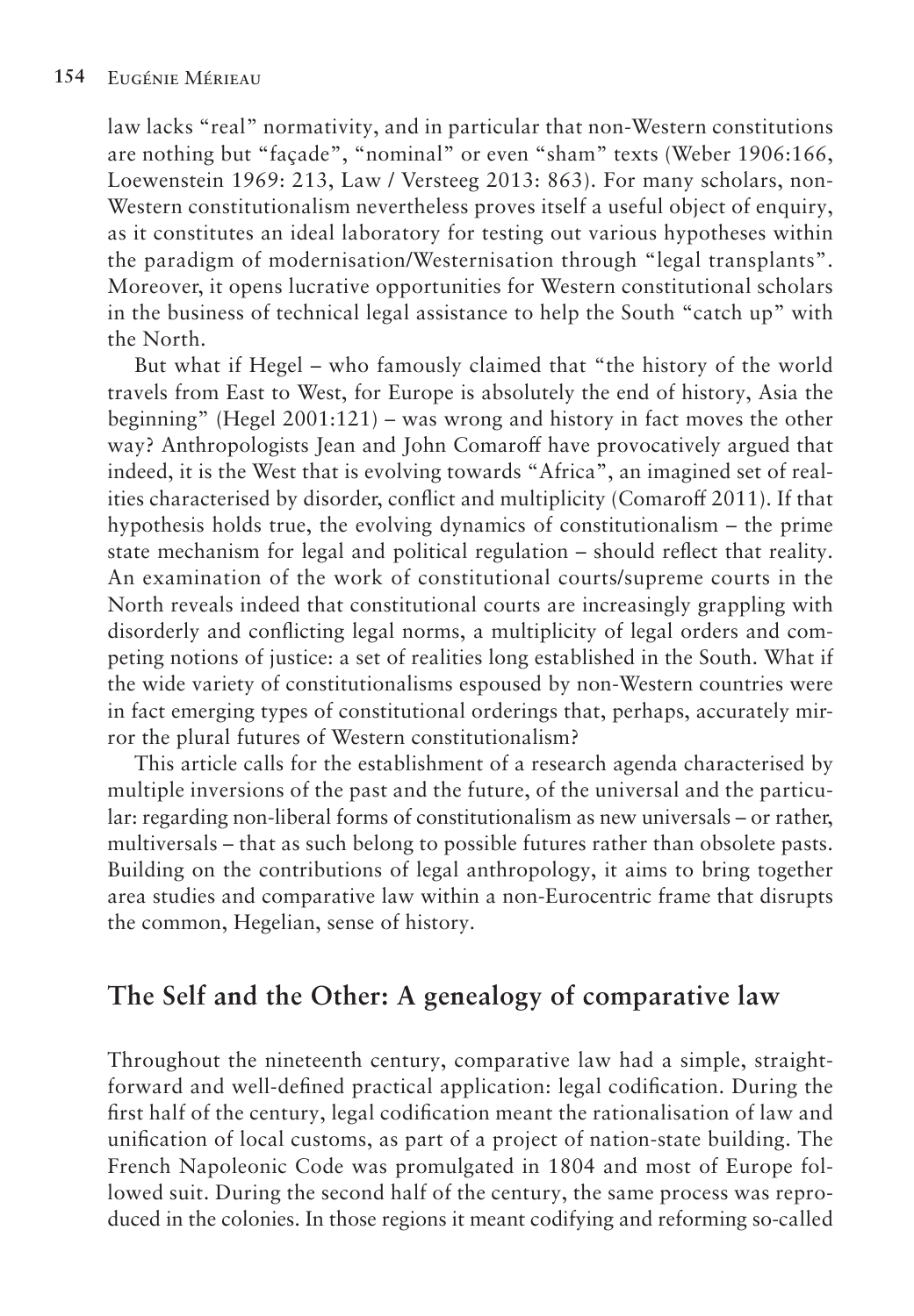law lacks "real" normativity, and in particular that non-Western constitutions are nothing but "façade", "nominal" or even "sham" texts (Weber 1906:166, Loewenstein 1969: 213, Law / Versteeg 2013: 863). For many scholars, non-Western constitutionalism nevertheless proves itself a useful object of enquiry, as it constitutes an ideal laboratory for testing out various hypotheses within the paradigm of modernisation/Westernisation through "legal transplants". Moreover, it opens lucrative opportunities for Western constitutional scholars in the business of technical legal assistance to help the South "catch up" with the North.

But what if Hegel – who famously claimed that "the history of the world travels from East to West, for Europe is absolutely the end of history, Asia the beginning" (Hegel 2001:121) – was wrong and history in fact moves the other way? Anthropologists Jean and John Comaroff have provocatively argued that indeed, it is the West that is evolving towards "Africa", an imagined set of realities characterised by disorder, conflict and multiplicity (Comaroff 2011). If that hypothesis holds true, the evolving dynamics of constitutionalism – the prime state mechanism for legal and political regulation – should reflect that reality. An examination of the work of constitutional courts/supreme courts in the North reveals indeed that constitutional courts are increasingly grappling with disorderly and conflicting legal norms, a multiplicity of legal orders and competing notions of justice: a set of realities long established in the South. What if the wide variety of constitutionalisms espoused by non-Western countries were in fact emerging types of constitutional orderings that, perhaps, accurately mirror the plural futures of Western constitutionalism?

This article calls for the establishment of a research agenda characterised by multiple inversions of the past and the future, of the universal and the particular: regarding non-liberal forms of constitutionalism as new universals – or rather, multiversals – that as such belong to possible futures rather than obsolete pasts. Building on the contributions of legal anthropology, it aims to bring together area studies and comparative law within a non-Eurocentric frame that disrupts the common, Hegelian, sense of history.

## The Self and the Other: A genealogy of comparative law

Throughout the nineteenth century, comparative law had a simple, straightforward and well-defined practical application: legal codification. During the first half of the century, legal codification meant the rationalisation of law and unification of local customs, as part of a project of nation-state building. The French Napoleonic Code was promulgated in 1804 and most of Europe followed suit. During the second half of the century, the same process was reproduced in the colonies. In those regions it meant codifying and reforming so-called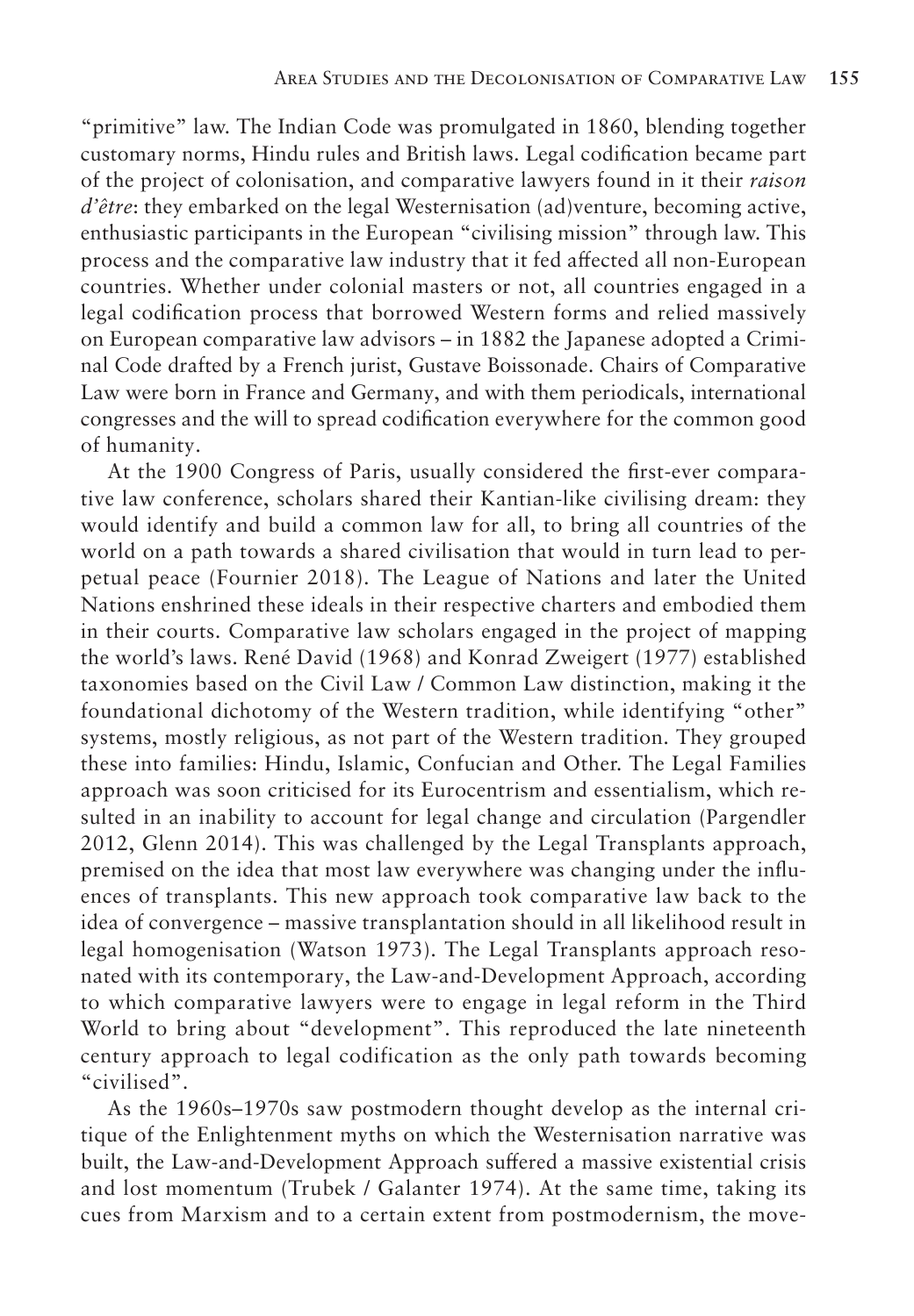"primitive" law. The Indian Code was promulgated in 1860, blending together customary norms, Hindu rules and British laws. Legal codification became part of the project of colonisation, and comparative lawyers found in it their *raison d'être*: they embarked on the legal Westernisation (ad)venture, becoming active, enthusiastic participants in the European "civilising mission" through law. This process and the comparative law industry that it fed affected all non-European countries. Whether under colonial masters or not, all countries engaged in a legal codification process that borrowed Western forms and relied massively on European comparative law advisors – in 1882 the Japanese adopted a Criminal Code drafted by a French jurist, Gustave Boissonade. Chairs of Comparative Law were born in France and Germany, and with them periodicals, international congresses and the will to spread codification everywhere for the common good of humanity.

At the 1900 Congress of Paris, usually considered the first-ever comparative law conference, scholars shared their Kantian-like civilising dream: they would identify and build a common law for all, to bring all countries of the world on a path towards a shared civilisation that would in turn lead to perpetual peace (Fournier 2018). The League of Nations and later the United Nations enshrined these ideals in their respective charters and embodied them in their courts. Comparative law scholars engaged in the project of mapping the world's laws. René David (1968) and Konrad Zweigert (1977) established taxonomies based on the Civil Law / Common Law distinction, making it the foundational dichotomy of the Western tradition, while identifying "other" systems, mostly religious, as not part of the Western tradition. They grouped these into families: Hindu, Islamic, Confucian and Other. The Legal Families approach was soon criticised for its Eurocentrism and essentialism, which resulted in an inability to account for legal change and circulation (Pargendler 2012, Glenn 2014). This was challenged by the Legal Transplants approach, premised on the idea that most law everywhere was changing under the influences of transplants. This new approach took comparative law back to the idea of convergence – massive transplantation should in all likelihood result in legal homogenisation (Watson 1973). The Legal Transplants approach resonated with its contemporary, the Law-and-Development Approach, according to which comparative lawyers were to engage in legal reform in the Third World to bring about "development". This reproduced the late nineteenth century approach to legal codification as the only path towards becoming "civilised".

As the 1960s–1970s saw postmodern thought develop as the internal critique of the Enlightenment myths on which the Westernisation narrative was built, the Law-and-Development Approach suffered a massive existential crisis and lost momentum (Trubek / Galanter 1974). At the same time, taking its cues from Marxism and to a certain extent from postmodernism, the move-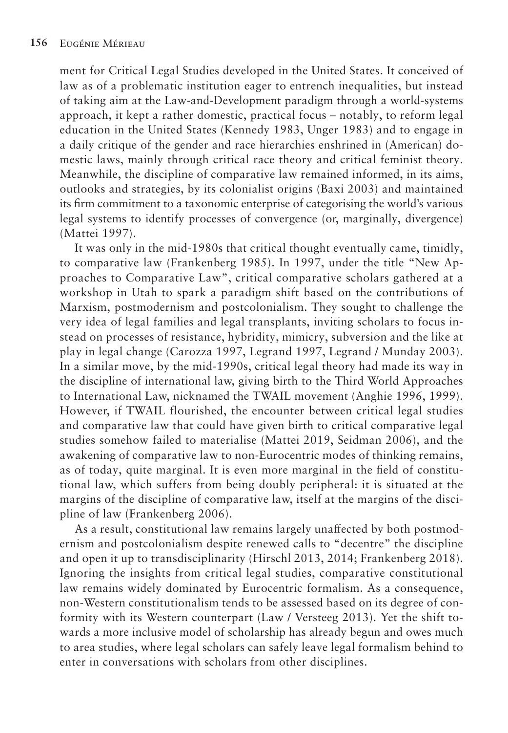ment for Critical Legal Studies developed in the United States. It conceived of law as of a problematic institution eager to entrench inequalities, but instead of taking aim at the Law-and-Development paradigm through a world-systems approach, it kept a rather domestic, practical focus – notably, to reform legal education in the United States (Kennedy 1983, Unger 1983) and to engage in a daily critique of the gender and race hierarchies enshrined in (American) domestic laws, mainly through critical race theory and critical feminist theory. Meanwhile, the discipline of comparative law remained informed, in its aims, outlooks and strategies, by its colonialist origins (Baxi 2003) and maintained its firm commitment to a taxonomic enterprise of categorising the world's various legal systems to identify processes of convergence (or, marginally, divergence) (Mattei 1997).

It was only in the mid-1980s that critical thought eventually came, timidly, to comparative law (Frankenberg 1985). In 1997, under the title "New Approaches to Comparative Law", critical comparative scholars gathered at a workshop in Utah to spark a paradigm shift based on the contributions of Marxism, postmodernism and postcolonialism. They sought to challenge the very idea of legal families and legal transplants, inviting scholars to focus instead on processes of resistance, hybridity, mimicry, subversion and the like at play in legal change (Carozza 1997, Legrand 1997, Legrand / Munday 2003). In a similar move, by the mid-1990s, critical legal theory had made its way in the discipline of international law, giving birth to the Third World Approaches to International Law, nicknamed the TWAIL movement (Anghie 1996, 1999). However, if TWAIL flourished, the encounter between critical legal studies and comparative law that could have given birth to critical comparative legal studies somehow failed to materialise (Mattei 2019, Seidman 2006), and the awakening of comparative law to non-Eurocentric modes of thinking remains, as of today, quite marginal. It is even more marginal in the field of constitutional law, which suffers from being doubly peripheral: it is situated at the margins of the discipline of comparative law, itself at the margins of the discipline of law (Frankenberg 2006).

As a result, constitutional law remains largely unaffected by both postmodernism and postcolonialism despite renewed calls to "decentre" the discipline and open it up to transdisciplinarity (Hirschl 2013, 2014; Frankenberg 2018). Ignoring the insights from critical legal studies, comparative constitutional law remains widely dominated by Eurocentric formalism. As a consequence, non-Western constitutionalism tends to be assessed based on its degree of conformity with its Western counterpart (Law / Versteeg 2013). Yet the shift towards a more inclusive model of scholarship has already begun and owes much to area studies, where legal scholars can safely leave legal formalism behind to enter in conversations with scholars from other disciplines.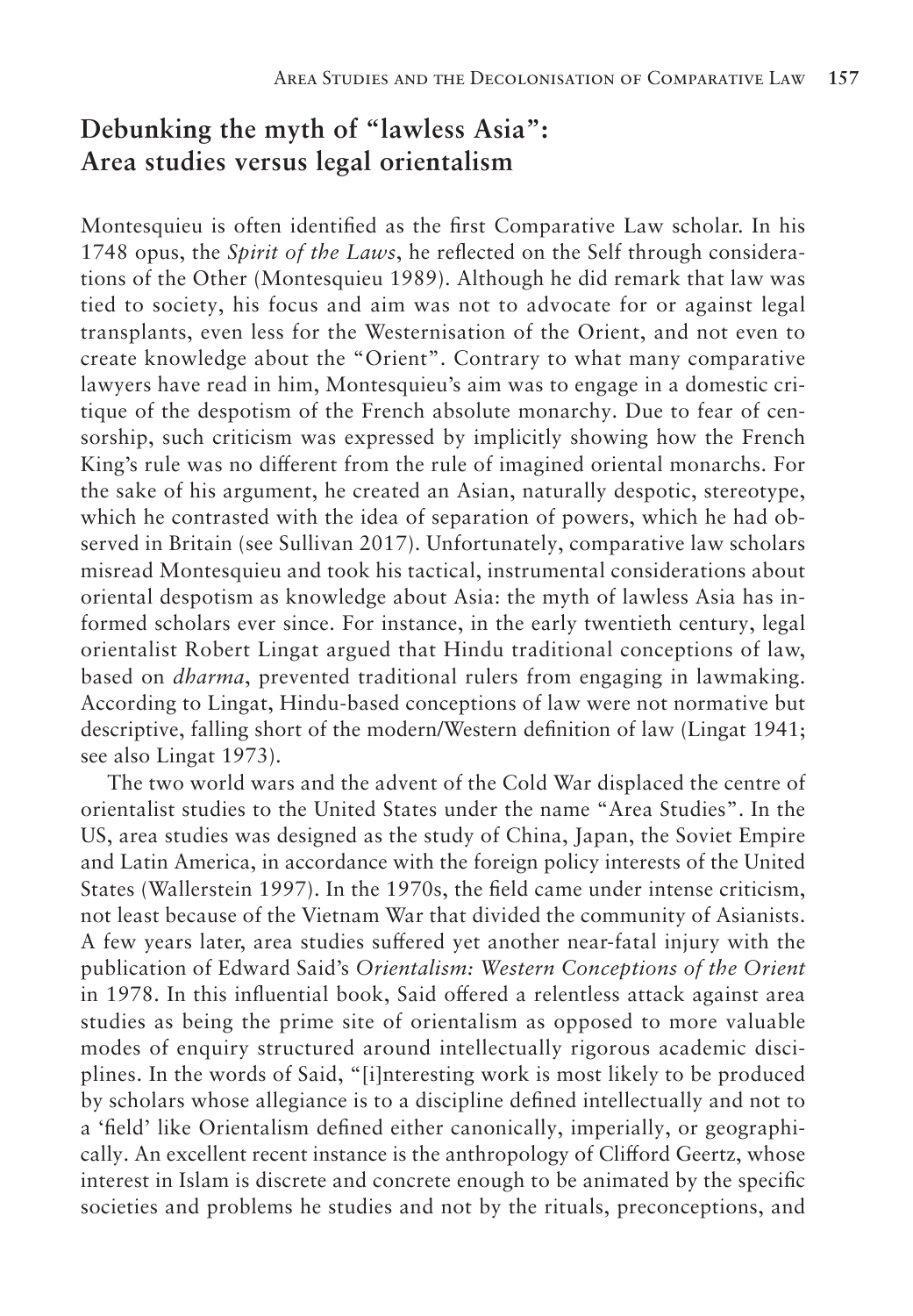## Debunking the myth of "lawless Asia": Area studies versus legal orientalism

Montesquieu is often identified as the first Comparative Law scholar. In his 1748 opus, the *Spirit of the Laws*, he reflected on the Self through considerations of the Other (Montesquieu 1989). Although he did remark that law was tied to society, his focus and aim was not to advocate for or against legal transplants, even less for the Westernisation of the Orient, and not even to create knowledge about the "Orient". Contrary to what many comparative lawyers have read in him, Montesquieu's aim was to engage in a domestic critique of the despotism of the French absolute monarchy. Due to fear of censorship, such criticism was expressed by implicitly showing how the French King's rule was no different from the rule of imagined oriental monarchs. For the sake of his argument, he created an Asian, naturally despotic, stereotype, which he contrasted with the idea of separation of powers, which he had observed in Britain (see Sullivan 2017). Unfortunately, comparative law scholars misread Montesquieu and took his tactical, instrumental considerations about oriental despotism as knowledge about Asia: the myth of lawless Asia has informed scholars ever since. For instance, in the early twentieth century, legal orientalist Robert Lingat argued that Hindu traditional conceptions of law, based on *dharma*, prevented traditional rulers from engaging in lawmaking. According to Lingat, Hindu-based conceptions of law were not normative but descriptive, falling short of the modern/Western definition of law (Lingat 1941; see also Lingat 1973).

The two world wars and the advent of the Cold War displaced the centre of orientalist studies to the United States under the name "Area Studies". In the US, area studies was designed as the study of China, Japan, the Soviet Empire and Latin America, in accordance with the foreign policy interests of the United States (Wallerstein 1997). In the 1970s, the field came under intense criticism, not least because of the Vietnam War that divided the community of Asianists. A few years later, area studies suffered yet another near-fatal injury with the publication of Edward Said's *Orientalism: Western Conceptions of the Orient* in 1978. In this influential book, Said offered a relentless attack against area studies as being the prime site of orientalism as opposed to more valuable modes of enquiry structured around intellectually rigorous academic disciplines. In the words of Said, "[i]nteresting work is most likely to be produced by scholars whose allegiance is to a discipline defined intellectually and not to a 'field' like Orientalism defined either canonically, imperially, or geographically. An excellent recent instance is the anthropology of Clifford Geertz, whose interest in Islam is discrete and concrete enough to be animated by the specific societies and problems he studies and not by the rituals, preconceptions, and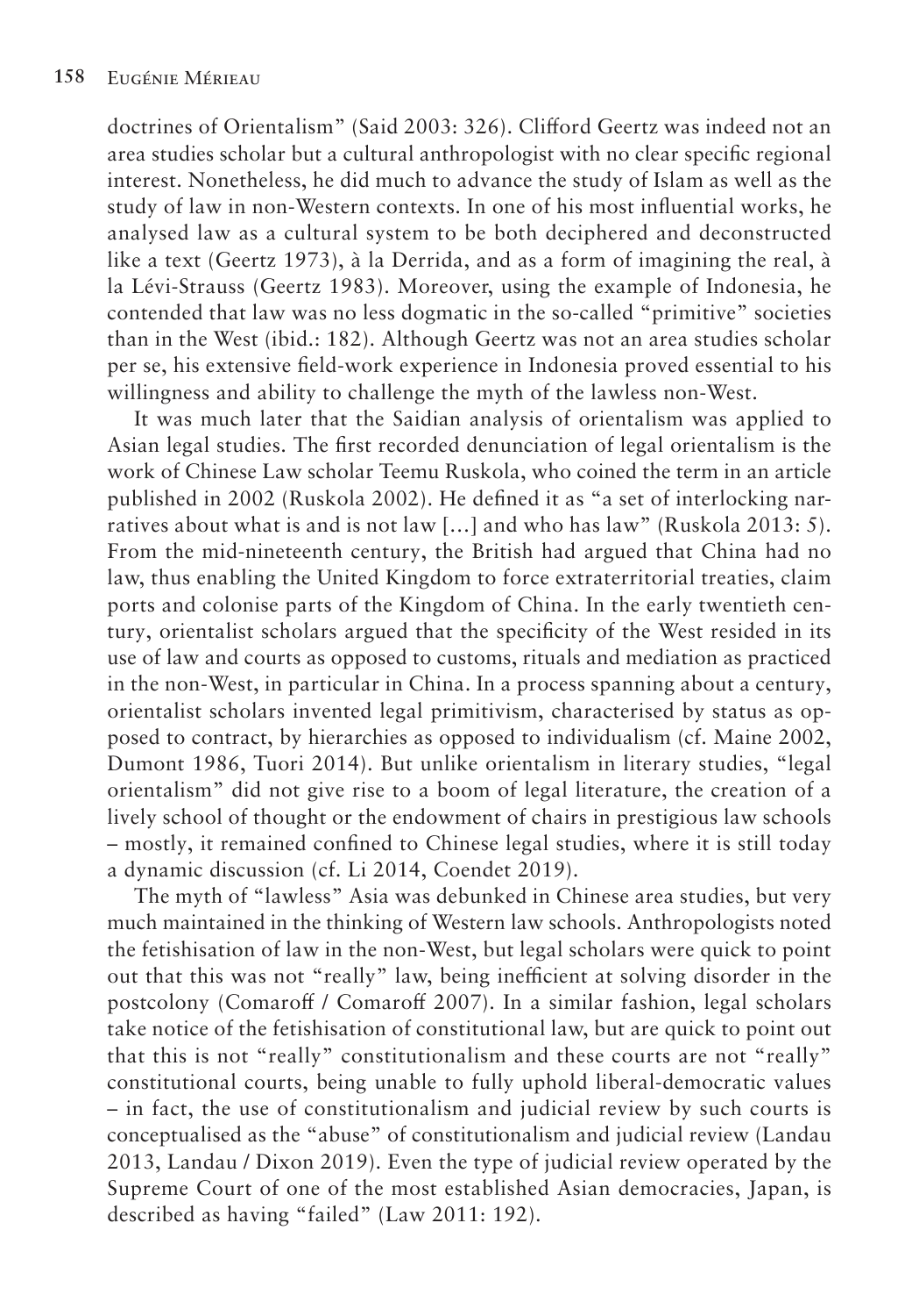doctrines of Orientalism" (Said 2003: 326). Clifford Geertz was indeed not an area studies scholar but a cultural anthropologist with no clear specific regional interest. Nonetheless, he did much to advance the study of Islam as well as the study of law in non-Western contexts. In one of his most influential works, he analysed law as a cultural system to be both deciphered and deconstructed like a text (Geertz 1973), à la Derrida, and as a form of imagining the real, à la Lévi-Strauss (Geertz 1983). Moreover, using the example of Indonesia, he contended that law was no less dogmatic in the so-called "primitive" societies than in the West (ibid.: 182). Although Geertz was not an area studies scholar per se, his extensive field-work experience in Indonesia proved essential to his willingness and ability to challenge the myth of the lawless non-West.

It was much later that the Saidian analysis of orientalism was applied to Asian legal studies. The first recorded denunciation of legal orientalism is the work of Chinese Law scholar Teemu Ruskola, who coined the term in an article published in 2002 (Ruskola 2002). He defined it as "a set of interlocking narratives about what is and is not law […] and who has law" (Ruskola 2013: 5). From the mid-nineteenth century, the British had argued that China had no law, thus enabling the United Kingdom to force extraterritorial treaties, claim ports and colonise parts of the Kingdom of China. In the early twentieth century, orientalist scholars argued that the specificity of the West resided in its use of law and courts as opposed to customs, rituals and mediation as practiced in the non-West, in particular in China. In a process spanning about a century, orientalist scholars invented legal primitivism, characterised by status as opposed to contract, by hierarchies as opposed to individualism (cf. Maine 2002, Dumont 1986, Tuori 2014). But unlike orientalism in literary studies, "legal orientalism" did not give rise to a boom of legal literature, the creation of a lively school of thought or the endowment of chairs in prestigious law schools – mostly, it remained confined to Chinese legal studies, where it is still today a dynamic discussion (cf. Li 2014, Coendet 2019).

The myth of "lawless" Asia was debunked in Chinese area studies, but very much maintained in the thinking of Western law schools. Anthropologists noted the fetishisation of law in the non-West, but legal scholars were quick to point out that this was not "really" law, being inefficient at solving disorder in the postcolony (Comaroff / Comaroff 2007). In a similar fashion, legal scholars take notice of the fetishisation of constitutional law, but are quick to point out that this is not "really" constitutionalism and these courts are not "really" constitutional courts, being unable to fully uphold liberal-democratic values – in fact, the use of constitutionalism and judicial review by such courts is conceptualised as the "abuse" of constitutionalism and judicial review (Landau 2013, Landau / Dixon 2019). Even the type of judicial review operated by the Supreme Court of one of the most established Asian democracies, Japan, is described as having "failed" (Law 2011: 192).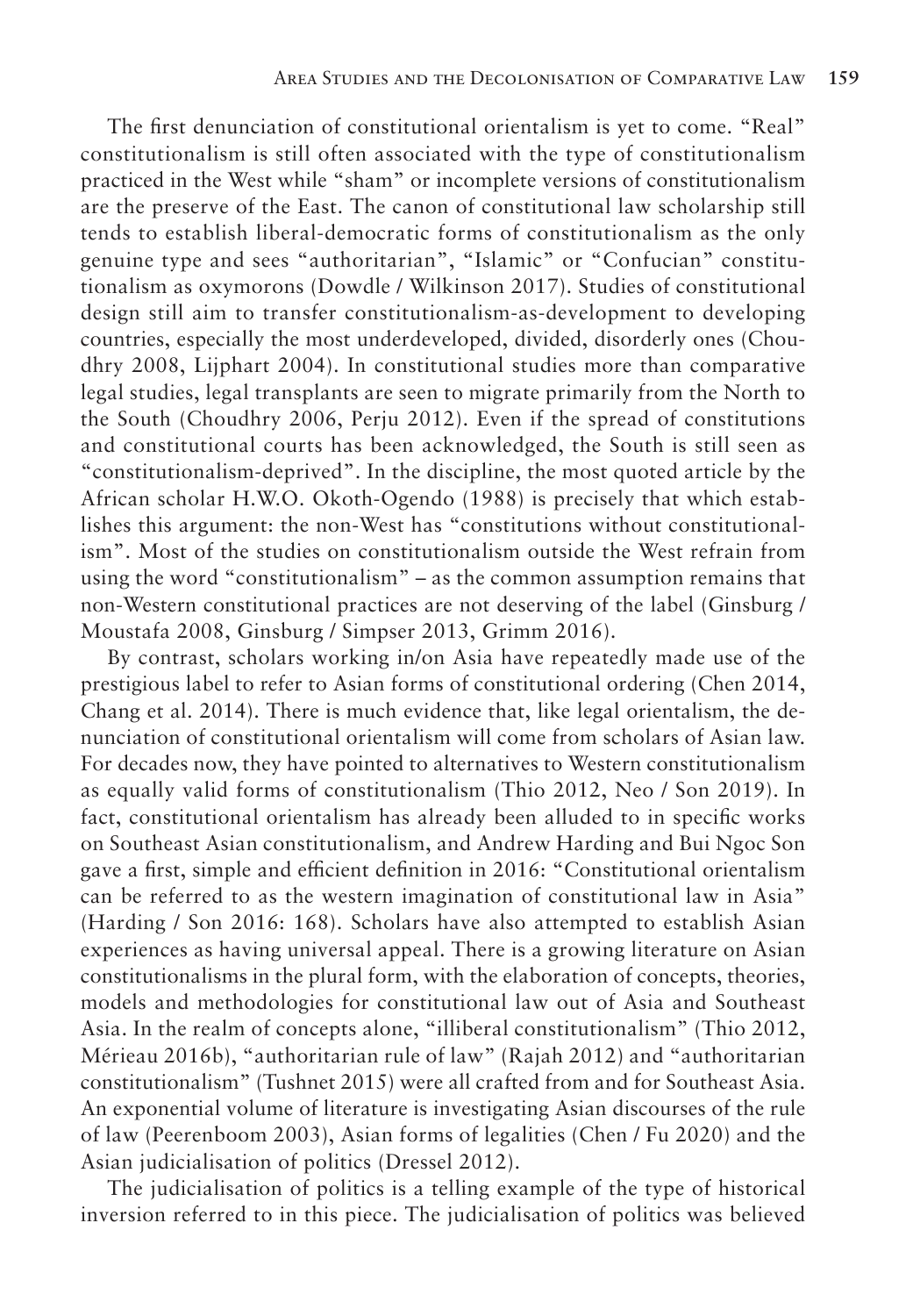The first denunciation of constitutional orientalism is yet to come. "Real" constitutionalism is still often associated with the type of constitutionalism practiced in the West while "sham" or incomplete versions of constitutionalism are the preserve of the East. The canon of constitutional law scholarship still tends to establish liberal-democratic forms of constitutionalism as the only genuine type and sees "authoritarian", "Islamic" or "Confucian" constitutionalism as oxymorons (Dowdle / Wilkinson 2017). Studies of constitutional design still aim to transfer constitutionalism-as-development to developing countries, especially the most underdeveloped, divided, disorderly ones (Choudhry 2008, Lijphart 2004). In constitutional studies more than comparative legal studies, legal transplants are seen to migrate primarily from the North to the South (Choudhry 2006, Perju 2012). Even if the spread of constitutions and constitutional courts has been acknowledged, the South is still seen as "constitutionalism-deprived". In the discipline, the most quoted article by the African scholar H.W.O. Okoth-Ogendo (1988) is precisely that which establishes this argument: the non-West has "constitutions without constitutionalism". Most of the studies on constitutionalism outside the West refrain from using the word "constitutionalism" – as the common assumption remains that non-Western constitutional practices are not deserving of the label (Ginsburg / Moustafa 2008, Ginsburg / Simpser 2013, Grimm 2016).

By contrast, scholars working in/on Asia have repeatedly made use of the prestigious label to refer to Asian forms of constitutional ordering (Chen 2014, Chang et al. 2014). There is much evidence that, like legal orientalism, the denunciation of constitutional orientalism will come from scholars of Asian law. For decades now, they have pointed to alternatives to Western constitutionalism as equally valid forms of constitutionalism (Thio 2012, Neo / Son 2019). In fact, constitutional orientalism has already been alluded to in specific works on Southeast Asian constitutionalism, and Andrew Harding and Bui Ngoc Son gave a first, simple and efficient definition in 2016: "Constitutional orientalism can be referred to as the western imagination of constitutional law in Asia" (Harding / Son 2016: 168). Scholars have also attempted to establish Asian experiences as having universal appeal. There is a growing literature on Asian constitutionalisms in the plural form, with the elaboration of concepts, theories, models and methodologies for constitutional law out of Asia and Southeast Asia. In the realm of concepts alone, "illiberal constitutionalism" (Thio 2012, Mérieau 2016b), "authoritarian rule of law" (Rajah 2012) and "authoritarian constitutionalism" (Tushnet 2015) were all crafted from and for Southeast Asia. An exponential volume of literature is investigating Asian discourses of the rule of law (Peerenboom 2003), Asian forms of legalities (Chen / Fu 2020) and the Asian judicialisation of politics (Dressel 2012).

The judicialisation of politics is a telling example of the type of historical inversion referred to in this piece. The judicialisation of politics was believed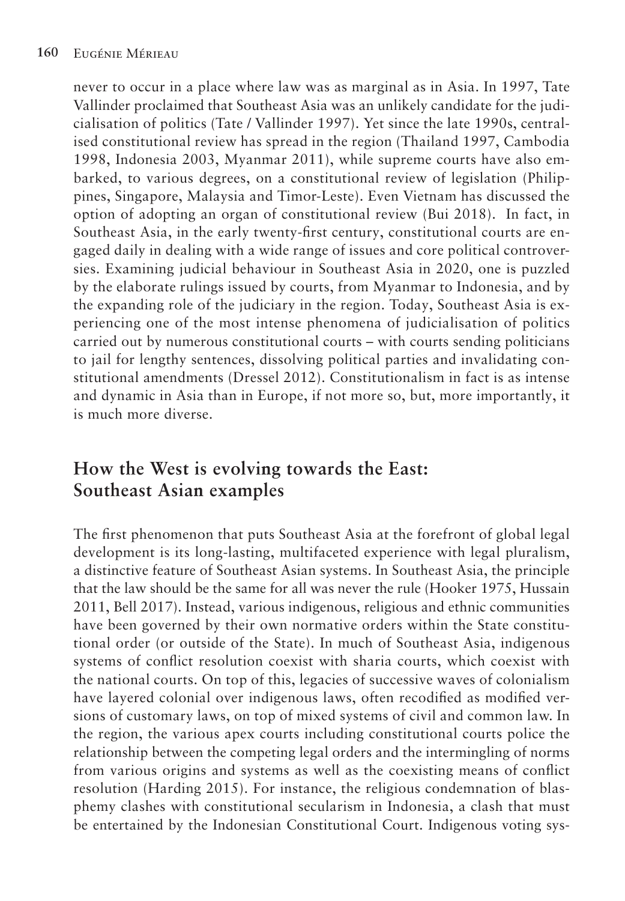never to occur in a place where law was as marginal as in Asia. In 1997, Tate Vallinder proclaimed that Southeast Asia was an unlikely candidate for the judicialisation of politics (Tate / Vallinder 1997). Yet since the late 1990s, centralised constitutional review has spread in the region (Thailand 1997, Cambodia 1998, Indonesia 2003, Myanmar 2011), while supreme courts have also embarked, to various degrees, on a constitutional review of legislation (Philippines, Singapore, Malaysia and Timor-Leste). Even Vietnam has discussed the option of adopting an organ of constitutional review (Bui 2018). In fact, in Southeast Asia, in the early twenty-first century, constitutional courts are engaged daily in dealing with a wide range of issues and core political controversies. Examining judicial behaviour in Southeast Asia in 2020, one is puzzled by the elaborate rulings issued by courts, from Myanmar to Indonesia, and by the expanding role of the judiciary in the region. Today, Southeast Asia is experiencing one of the most intense phenomena of judicialisation of politics carried out by numerous constitutional courts – with courts sending politicians to jail for lengthy sentences, dissolving political parties and invalidating constitutional amendments (Dressel 2012). Constitutionalism in fact is as intense and dynamic in Asia than in Europe, if not more so, but, more importantly, it is much more diverse.

## How the West is evolving towards the East: Southeast Asian examples

The first phenomenon that puts Southeast Asia at the forefront of global legal development is its long-lasting, multifaceted experience with legal pluralism, a distinctive feature of Southeast Asian systems. In Southeast Asia, the principle that the law should be the same for all was never the rule (Hooker 1975, Hussain 2011, Bell 2017). Instead, various indigenous, religious and ethnic communities have been governed by their own normative orders within the State constitutional order (or outside of the State). In much of Southeast Asia, indigenous systems of conflict resolution coexist with sharia courts, which coexist with the national courts. On top of this, legacies of successive waves of colonialism have layered colonial over indigenous laws, often recodified as modified versions of customary laws, on top of mixed systems of civil and common law. In the region, the various apex courts including constitutional courts police the relationship between the competing legal orders and the intermingling of norms from various origins and systems as well as the coexisting means of conflict resolution (Harding 2015). For instance, the religious condemnation of blasphemy clashes with constitutional secularism in Indonesia, a clash that must be entertained by the Indonesian Constitutional Court. Indigenous voting sys-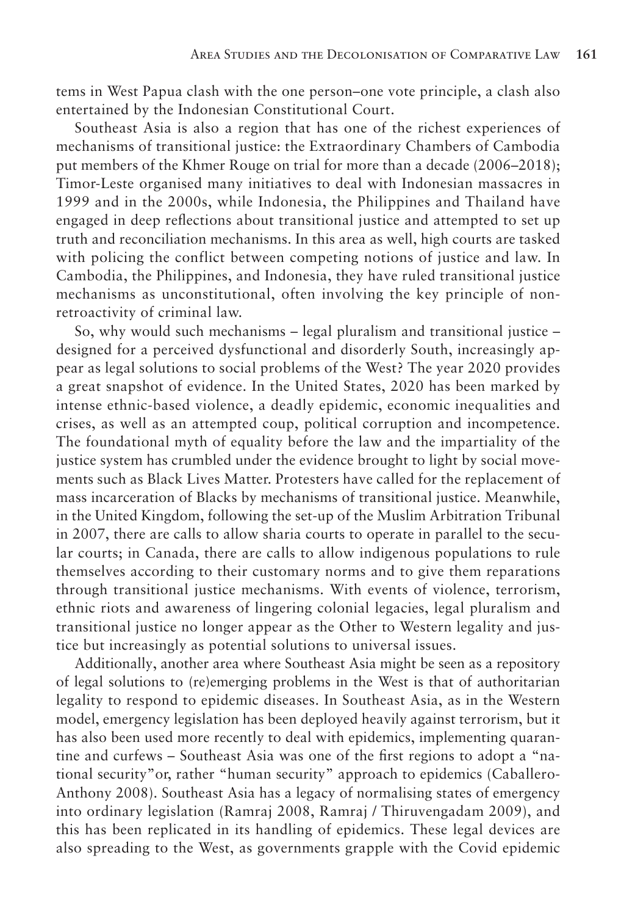tems in West Papua clash with the one person–one vote principle, a clash also entertained by the Indonesian Constitutional Court.

Southeast Asia is also a region that has one of the richest experiences of mechanisms of transitional justice: the Extraordinary Chambers of Cambodia put members of the Khmer Rouge on trial for more than a decade (2006–2018); Timor-Leste organised many initiatives to deal with Indonesian massacres in 1999 and in the 2000s, while Indonesia, the Philippines and Thailand have engaged in deep reflections about transitional justice and attempted to set up truth and reconciliation mechanisms. In this area as well, high courts are tasked with policing the conflict between competing notions of justice and law. In Cambodia, the Philippines, and Indonesia, they have ruled transitional justice mechanisms as unconstitutional, often involving the key principle of non-retroactivity of criminal law.

So, why would such mechanisms – legal pluralism and transitional justice – designed for a perceived dysfunctional and disorderly South, increasingly appear as legal solutions to social problems of the West? The year 2020 provides a great snapshot of evidence. In the United States, 2020 has been marked by intense ethnic-based violence, a deadly epidemic, economic inequalities and crises, as well as an attempted coup, political corruption and incompetence. The foundational myth of equality before the law and the impartiality of the justice system has crumbled under the evidence brought to light by social movements such as Black Lives Matter. Protesters have called for the replacement of mass incarceration of Blacks by mechanisms of transitional justice. Meanwhile, in the United Kingdom, following the set-up of the Muslim Arbitration Tribunal in 2007, there are calls to allow sharia courts to operate in parallel to the secular courts; in Canada, there are calls to allow indigenous populations to rule themselves according to their customary norms and to give them reparations through transitional justice mechanisms. With events of violence, terrorism, ethnic riots and awareness of lingering colonial legacies, legal pluralism and transitional justice no longer appear as the Other to Western legality and justice but increasingly as potential solutions to universal issues.

Additionally, another area where Southeast Asia might be seen as a repository of legal solutions to (re)emerging problems in the West is that of authoritarian legality to respond to epidemic diseases. In Southeast Asia, as in the Western model, emergency legislation has been deployed heavily against terrorism, but it has also been used more recently to deal with epidemics, implementing quarantine and curfews – Southeast Asia was one of the first regions to adopt a "national security"or, rather "human security" approach to epidemics (Caballero-Anthony 2008). Southeast Asia has a legacy of normalising states of emergency into ordinary legislation (Ramraj 2008, Ramraj / Thiruvengadam 2009), and this has been replicated in its handling of epidemics. These legal devices are also spreading to the West, as governments grapple with the Covid epidemic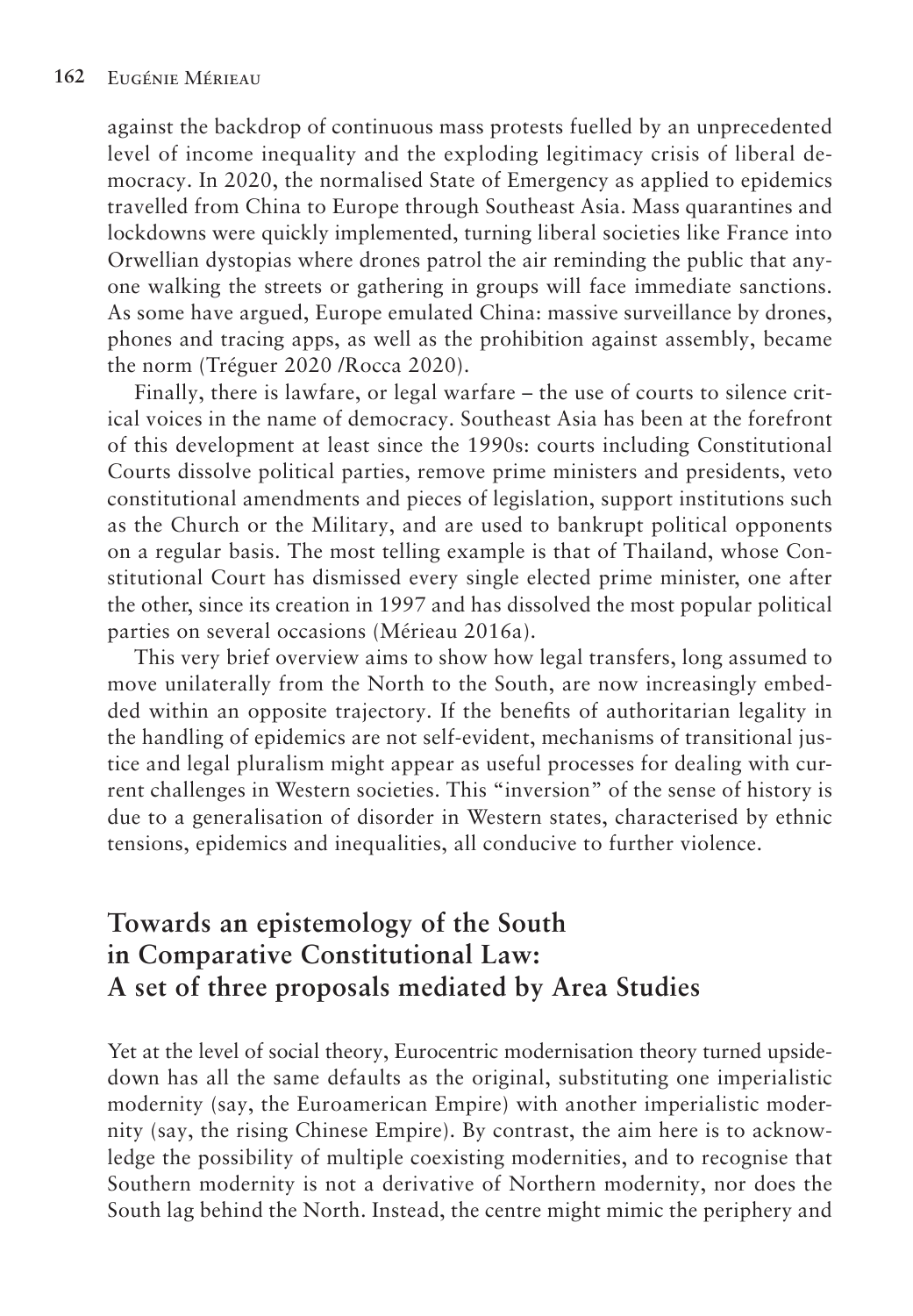against the backdrop of continuous mass protests fuelled by an unprecedented level of income inequality and the exploding legitimacy crisis of liberal democracy. In 2020, the normalised State of Emergency as applied to epidemics travelled from China to Europe through Southeast Asia. Mass quarantines and lockdowns were quickly implemented, turning liberal societies like France into Orwellian dystopias where drones patrol the air reminding the public that anyone walking the streets or gathering in groups will face immediate sanctions. As some have argued, Europe emulated China: massive surveillance by drones, phones and tracing apps, as well as the prohibition against assembly, became the norm (Tréguer 2020 /Rocca 2020).

Finally, there is lawfare, or legal warfare – the use of courts to silence critical voices in the name of democracy. Southeast Asia has been at the forefront of this development at least since the 1990s: courts including Constitutional Courts dissolve political parties, remove prime ministers and presidents, veto constitutional amendments and pieces of legislation, support institutions such as the Church or the Military, and are used to bankrupt political opponents on a regular basis. The most telling example is that of Thailand, whose Constitutional Court has dismissed every single elected prime minister, one after the other, since its creation in 1997 and has dissolved the most popular political parties on several occasions (Mérieau 2016a).

This very brief overview aims to show how legal transfers, long assumed to move unilaterally from the North to the South, are now increasingly embedded within an opposite trajectory. If the benefits of authoritarian legality in the handling of epidemics are not self-evident, mechanisms of transitional justice and legal pluralism might appear as useful processes for dealing with current challenges in Western societies. This "inversion" of the sense of history is due to a generalisation of disorder in Western states, characterised by ethnic tensions, epidemics and inequalities, all conducive to further violence.

## Towards an epistemology of the South in Comparative Constitutional Law: A set of three proposals mediated by Area Studies

Yet at the level of social theory, Eurocentric modernisation theory turned upside-down has all the same defaults as the original, substituting one imperialistic modernity (say, the Euroamerican Empire) with another imperialistic modernity (say, the rising Chinese Empire). By contrast, the aim here is to acknowledge the possibility of multiple coexisting modernities, and to recognise that Southern modernity is not a derivative of Northern modernity, nor does the South lag behind the North. Instead, the centre might mimic the periphery and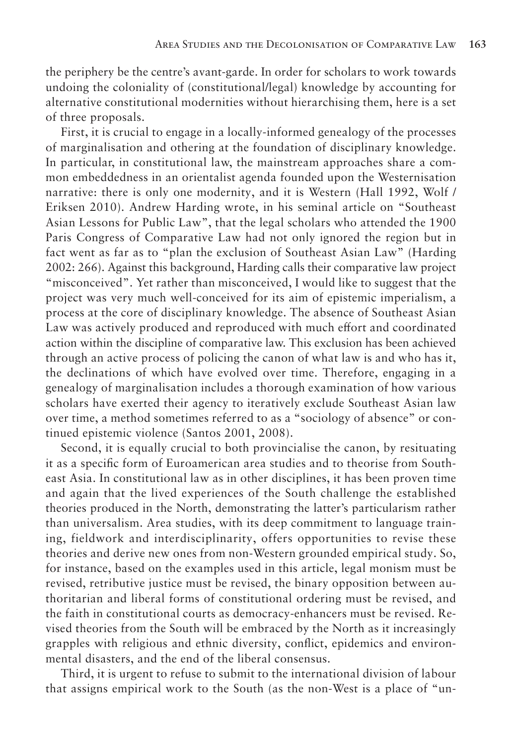the periphery be the centre's avant-garde. In order for scholars to work towards undoing the coloniality of (constitutional/legal) knowledge by accounting for alternative constitutional modernities without hierarchising them, here is a set of three proposals.

First, it is crucial to engage in a locally-informed genealogy of the processes of marginalisation and othering at the foundation of disciplinary knowledge. In particular, in constitutional law, the mainstream approaches share a common embeddedness in an orientalist agenda founded upon the Westernisation narrative: there is only one modernity, and it is Western (Hall 1992, Wolf / Eriksen 2010). Andrew Harding wrote, in his seminal article on "Southeast Asian Lessons for Public Law", that the legal scholars who attended the 1900 Paris Congress of Comparative Law had not only ignored the region but in fact went as far as to "plan the exclusion of Southeast Asian Law" (Harding 2002: 266). Against this background, Harding calls their comparative law project "misconceived". Yet rather than misconceived, I would like to suggest that the project was very much well-conceived for its aim of epistemic imperialism, a process at the core of disciplinary knowledge. The absence of Southeast Asian Law was actively produced and reproduced with much effort and coordinated action within the discipline of comparative law. This exclusion has been achieved through an active process of policing the canon of what law is and who has it, the declinations of which have evolved over time. Therefore, engaging in a genealogy of marginalisation includes a thorough examination of how various scholars have exerted their agency to iteratively exclude Southeast Asian law over time, a method sometimes referred to as a "sociology of absence" or continued epistemic violence (Santos 2001, 2008).

Second, it is equally crucial to both provincialise the canon, by resituating it as a specific form of Euroamerican area studies and to theorise from Southeast Asia. In constitutional law as in other disciplines, it has been proven time and again that the lived experiences of the South challenge the established theories produced in the North, demonstrating the latter's particularism rather than universalism. Area studies, with its deep commitment to language training, fieldwork and interdisciplinarity, offers opportunities to revise these theories and derive new ones from non-Western grounded empirical study. So, for instance, based on the examples used in this article, legal monism must be revised, retributive justice must be revised, the binary opposition between authoritarian and liberal forms of constitutional ordering must be revised, and the faith in constitutional courts as democracy-enhancers must be revised. Revised theories from the South will be embraced by the North as it increasingly grapples with religious and ethnic diversity, conflict, epidemics and environmental disasters, and the end of the liberal consensus.

Third, it is urgent to refuse to submit to the international division of labour that assigns empirical work to the South (as the non-West is a place of "un-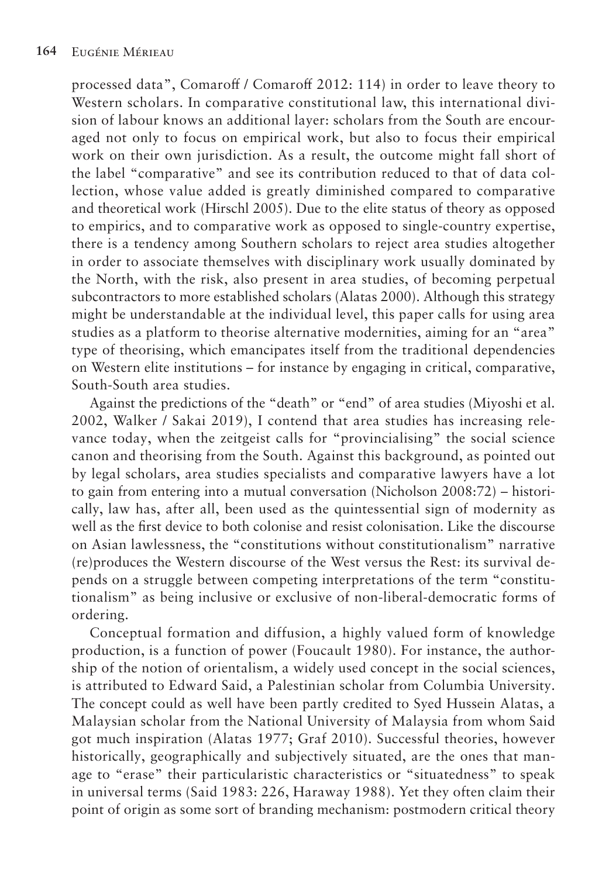processed data", Comaroff / Comaroff 2012: 114) in order to leave theory to Western scholars. In comparative constitutional law, this international division of labour knows an additional layer: scholars from the South are encouraged not only to focus on empirical work, but also to focus their empirical work on their own jurisdiction. As a result, the outcome might fall short of the label "comparative" and see its contribution reduced to that of data collection, whose value added is greatly diminished compared to comparative and theoretical work (Hirschl 2005). Due to the elite status of theory as opposed to empirics, and to comparative work as opposed to single-country expertise, there is a tendency among Southern scholars to reject area studies altogether in order to associate themselves with disciplinary work usually dominated by the North, with the risk, also present in area studies, of becoming perpetual subcontractors to more established scholars (Alatas 2000). Although this strategy might be understandable at the individual level, this paper calls for using area studies as a platform to theorise alternative modernities, aiming for an "area" type of theorising, which emancipates itself from the traditional dependencies on Western elite institutions – for instance by engaging in critical, comparative, South-South area studies.

Against the predictions of the "death" or "end" of area studies (Miyoshi et al. 2002, Walker / Sakai 2019), I contend that area studies has increasing relevance today, when the zeitgeist calls for "provincialising" the social science canon and theorising from the South. Against this background, as pointed out by legal scholars, area studies specialists and comparative lawyers have a lot to gain from entering into a mutual conversation (Nicholson 2008:72) – historically, law has, after all, been used as the quintessential sign of modernity as well as the first device to both colonise and resist colonisation. Like the discourse on Asian lawlessness, the "constitutions without constitutionalism" narrative (re)produces the Western discourse of the West versus the Rest: its survival depends on a struggle between competing interpretations of the term "constitutionalism" as being inclusive or exclusive of non-liberal-democratic forms of ordering.

Conceptual formation and diffusion, a highly valued form of knowledge production, is a function of power (Foucault 1980). For instance, the authorship of the notion of orientalism, a widely used concept in the social sciences, is attributed to Edward Said, a Palestinian scholar from Columbia University. The concept could as well have been partly credited to Syed Hussein Alatas, a Malaysian scholar from the National University of Malaysia from whom Said got much inspiration (Alatas 1977; Graf 2010). Successful theories, however historically, geographically and subjectively situated, are the ones that manage to "erase" their particularistic characteristics or "situatedness" to speak in universal terms (Said 1983: 226, Haraway 1988). Yet they often claim their point of origin as some sort of branding mechanism: postmodern critical theory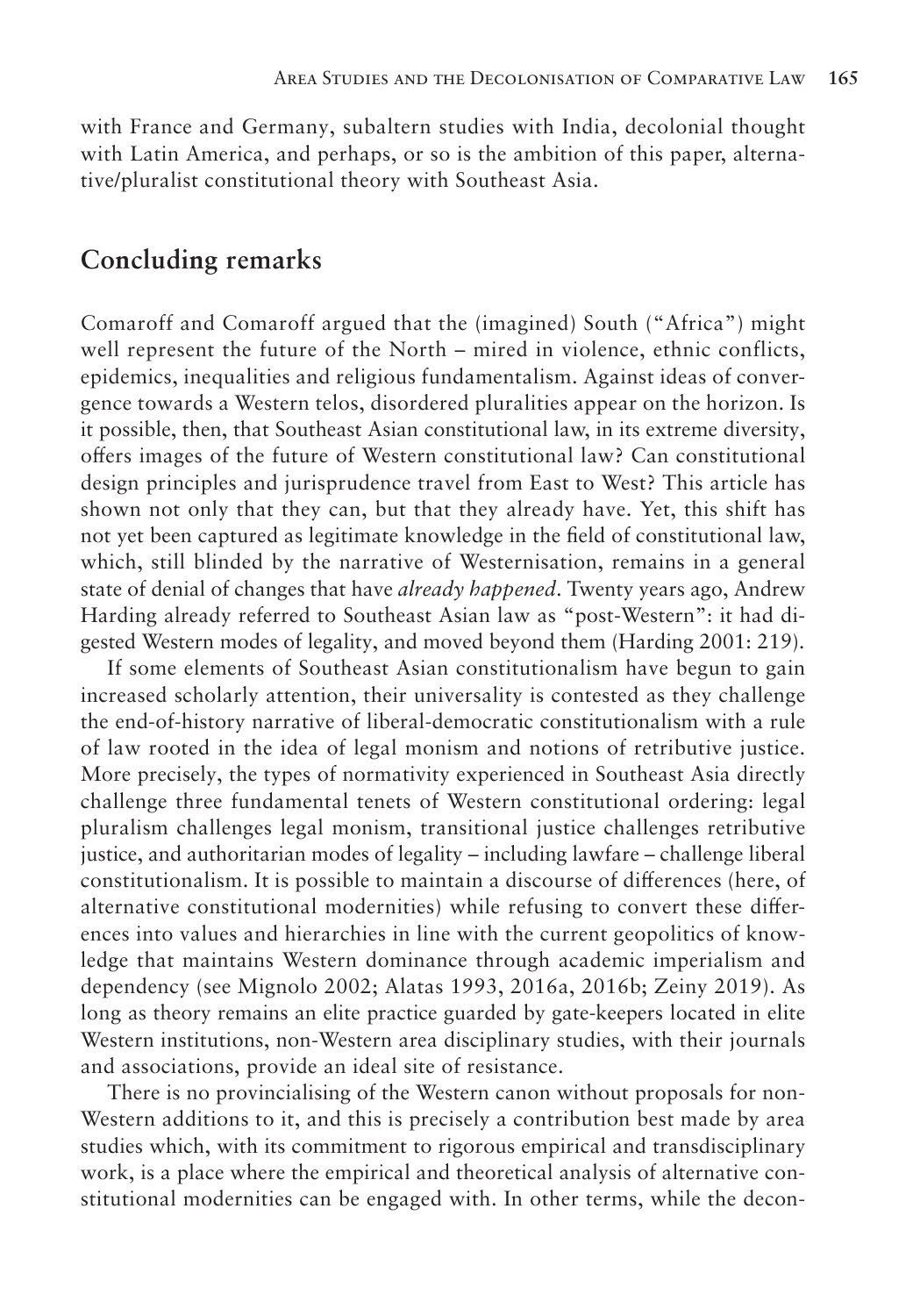with France and Germany, subaltern studies with India, decolonial thought with Latin America, and perhaps, or so is the ambition of this paper, alternative/pluralist constitutional theory with Southeast Asia.

## Concluding remarks

Comaroff and Comaroff argued that the (imagined) South ("Africa") might well represent the future of the North – mired in violence, ethnic conflicts, epidemics, inequalities and religious fundamentalism. Against ideas of convergence towards a Western telos, disordered pluralities appear on the horizon. Is it possible, then, that Southeast Asian constitutional law, in its extreme diversity, offers images of the future of Western constitutional law? Can constitutional design principles and jurisprudence travel from East to West? This article has shown not only that they can, but that they already have. Yet, this shift has not yet been captured as legitimate knowledge in the field of constitutional law, which, still blinded by the narrative of Westernisation, remains in a general state of denial of changes that have *already happened*. Twenty years ago, Andrew Harding already referred to Southeast Asian law as "post-Western": it had digested Western modes of legality, and moved beyond them (Harding 2001: 219).

If some elements of Southeast Asian constitutionalism have begun to gain increased scholarly attention, their universality is contested as they challenge the end-of-history narrative of liberal-democratic constitutionalism with a rule of law rooted in the idea of legal monism and notions of retributive justice. More precisely, the types of normativity experienced in Southeast Asia directly challenge three fundamental tenets of Western constitutional ordering: legal pluralism challenges legal monism, transitional justice challenges retributive justice, and authoritarian modes of legality – including lawfare – challenge liberal constitutionalism. It is possible to maintain a discourse of differences (here, of alternative constitutional modernities) while refusing to convert these differences into values and hierarchies in line with the current geopolitics of knowledge that maintains Western dominance through academic imperialism and dependency (see Mignolo 2002; Alatas 1993, 2016a, 2016b; Zeiny 2019). As long as theory remains an elite practice guarded by gate-keepers located in elite Western institutions, non-Western area disciplinary studies, with their journals and associations, provide an ideal site of resistance.

There is no provincialising of the Western canon without proposals for non-Western additions to it, and this is precisely a contribution best made by area studies which, with its commitment to rigorous empirical and transdisciplinary work, is a place where the empirical and theoretical analysis of alternative constitutional modernities can be engaged with. In other terms, while the decon-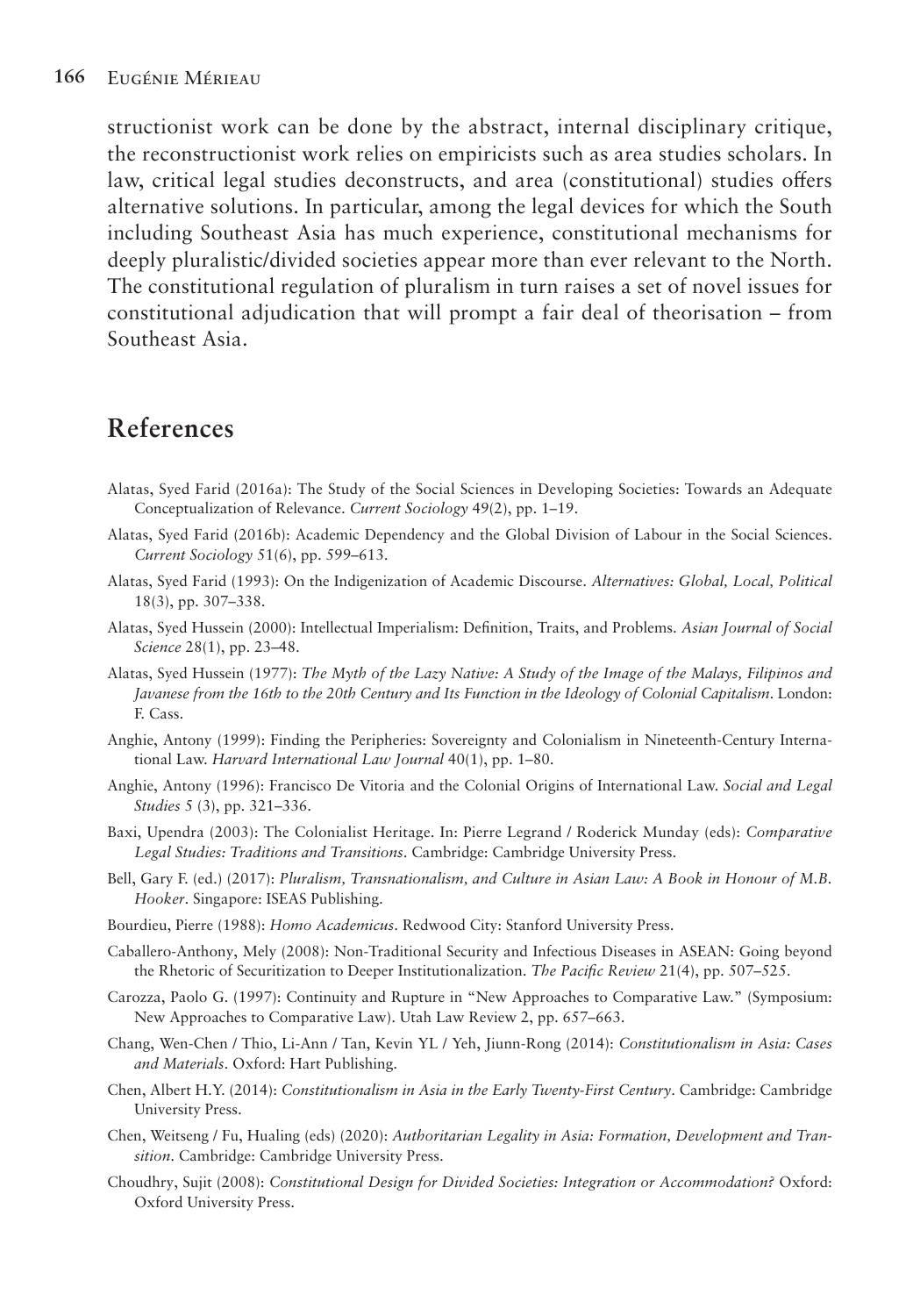structionist work can be done by the abstract, internal disciplinary critique, the reconstructionist work relies on empiricists such as area studies scholars. In law, critical legal studies deconstructs, and area (constitutional) studies offers alternative solutions. In particular, among the legal devices for which the South including Southeast Asia has much experience, constitutional mechanisms for deeply pluralistic/divided societies appear more than ever relevant to the North. The constitutional regulation of pluralism in turn raises a set of novel issues for constitutional adjudication that will prompt a fair deal of theorisation – from Southeast Asia.

## References

Alatas, Syed Farid (2016a): The Study of the Social Sciences in Developing Societies: Towards an Adequate Conceptualization of Relevance. *Current Sociology* 49(2), pp. 1–19.

Alatas, Syed Farid (2016b): Academic Dependency and the Global Division of Labour in the Social Sciences. *Current Sociology* 51(6), pp. 599–613.

Alatas, Syed Farid (1993): On the Indigenization of Academic Discourse. *Alternatives: Global, Local, Political* 18(3), pp. 307–338.

Alatas, Syed Hussein (2000): Intellectual Imperialism: Definition, Traits, and Problems. *Asian Journal of Social Science* 28(1), pp. 23–48.

Alatas, Syed Hussein (1977): *The Myth of the Lazy Native: A Study of the Image of the Malays, Filipinos and Javanese from the 16th to the 20th Century and Its Function in the Ideology of Colonial Capitalism*. London: F. Cass.

Anghie, Antony (1999): Finding the Peripheries: Sovereignty and Colonialism in Nineteenth-Century International Law. *Harvard International Law Journal* 40(1), pp. 1–80.

Anghie, Antony (1996): Francisco De Vitoria and the Colonial Origins of International Law. *Social and Legal Studies* 5 (3), pp. 321–336.

Baxi, Upendra (2003): The Colonialist Heritage. In: Pierre Legrand / Roderick Munday (eds): *Comparative Legal Studies: Traditions and Transitions*. Cambridge: Cambridge University Press.

Bell, Gary F. (ed.) (2017): *Pluralism, Transnationalism, and Culture in Asian Law: A Book in Honour of M.B. Hooker*. Singapore: ISEAS Publishing.

Bourdieu, Pierre (1988): *Homo Academicus*. Redwood City: Stanford University Press.

Caballero-Anthony, Mely (2008): Non-Traditional Security and Infectious Diseases in ASEAN: Going beyond the Rhetoric of Securitization to Deeper Institutionalization. *The Pacific Review* 21(4), pp. 507–525.

Carozza, Paolo G. (1997): Continuity and Rupture in "New Approaches to Comparative Law." (Symposium: New Approaches to Comparative Law). Utah Law Review 2, pp. 657–663.

Chang, Wen-Chen / Thio, Li-Ann / Tan, Kevin YL / Yeh, Jiunn-Rong (2014): *Constitutionalism in Asia: Cases and Materials*. Oxford: Hart Publishing.

Chen, Albert H.Y. (2014): *Constitutionalism in Asia in the Early Twenty-First Century*. Cambridge: Cambridge University Press.

Chen, Weitseng / Fu, Hualing (eds) (2020): *Authoritarian Legality in Asia: Formation, Development and Transition*. Cambridge: Cambridge University Press.

Choudhry, Sujit (2008): *Constitutional Design for Divided Societies: Integration or Accommodation?* Oxford: Oxford University Press.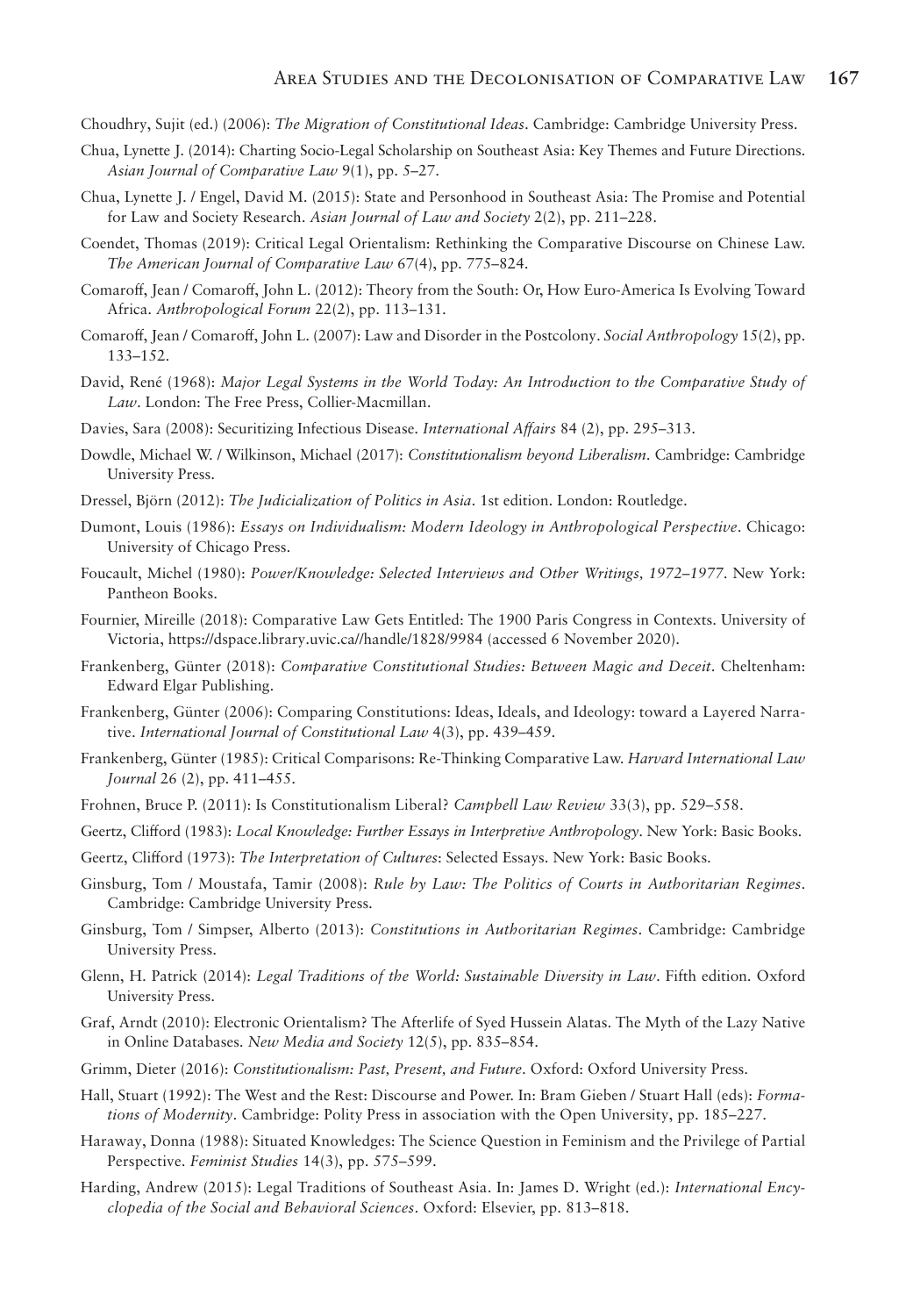Choudhry, Sujit (ed.) (2006): *The Migration of Constitutional Ideas*. Cambridge: Cambridge University Press.

Chua, Lynette J. (2014): Charting Socio-Legal Scholarship on Southeast Asia: Key Themes and Future Directions. *Asian Journal of Comparative Law* 9(1), pp. 5–27.

Chua, Lynette J. / Engel, David M. (2015): State and Personhood in Southeast Asia: The Promise and Potential for Law and Society Research. *Asian Journal of Law and Society* 2(2), pp. 211–228.

Coendet, Thomas (2019): Critical Legal Orientalism: Rethinking the Comparative Discourse on Chinese Law. *The American Journal of Comparative Law* 67(4), pp. 775–824.

Comaroff, Jean / Comaroff, John L. (2012): Theory from the South: Or, How Euro-America Is Evolving Toward Africa. *Anthropological Forum* 22(2), pp. 113–131.

Comaroff, Jean / Comaroff, John L. (2007): Law and Disorder in the Postcolony. *Social Anthropology* 15(2), pp. 133–152.

David, René (1968): *Major Legal Systems in the World Today: An Introduction to the Comparative Study of Law*. London: The Free Press, Collier-Macmillan.

Davies, Sara (2008): Securitizing Infectious Disease. *International Affairs* 84 (2), pp. 295–313.

Dowdle, Michael W. / Wilkinson, Michael (2017): *Constitutionalism beyond Liberalism*. Cambridge: Cambridge University Press.

Dressel, Björn (2012): *The Judicialization of Politics in Asia*. 1st edition. London: Routledge.

Dumont, Louis (1986): *Essays on Individualism: Modern Ideology in Anthropological Perspective*. Chicago: University of Chicago Press.

Foucault, Michel (1980): *Power/Knowledge: Selected Interviews and Other Writings, 1972–1977*. New York: Pantheon Books.

Fournier, Mireille (2018): Comparative Law Gets Entitled: The 1900 Paris Congress in Contexts. University of Victoria, https://dspace.library.uvic.ca//handle/1828/9984 (accessed 6 November 2020).

Frankenberg, Günter (2018): *Comparative Constitutional Studies: Between Magic and Deceit*. Cheltenham: Edward Elgar Publishing.

Frankenberg, Günter (2006): Comparing Constitutions: Ideas, Ideals, and Ideology: toward a Layered Narrative. *International Journal of Constitutional Law* 4(3), pp. 439–459.

Frankenberg, Günter (1985): Critical Comparisons: Re-Thinking Comparative Law. *Harvard International Law Journal* 26 (2), pp. 411–455.

Frohnen, Bruce P. (2011): Is Constitutionalism Liberal? *Campbell Law Review* 33(3), pp. 529–558.

Geertz, Clifford (1983): *Local Knowledge: Further Essays in Interpretive Anthropology*. New York: Basic Books.

Geertz, Clifford (1973): *The Interpretation of Cultures*: Selected Essays. New York: Basic Books.

Ginsburg, Tom / Moustafa, Tamir (2008): *Rule by Law: The Politics of Courts in Authoritarian Regimes*. Cambridge: Cambridge University Press.

Ginsburg, Tom / Simpser, Alberto (2013): *Constitutions in Authoritarian Regimes*. Cambridge: Cambridge University Press.

Glenn, H. Patrick (2014): *Legal Traditions of the World: Sustainable Diversity in Law*. Fifth edition. Oxford University Press.

Graf, Arndt (2010): Electronic Orientalism? The Afterlife of Syed Hussein Alatas. The Myth of the Lazy Native in Online Databases. *New Media and Society* 12(5), pp. 835–854.

Grimm, Dieter (2016): *Constitutionalism: Past, Present, and Future*. Oxford: Oxford University Press.

Hall, Stuart (1992): The West and the Rest: Discourse and Power. In: Bram Gieben / Stuart Hall (eds): *Formations of Modernity*. Cambridge: Polity Press in association with the Open University, pp. 185–227.

Haraway, Donna (1988): Situated Knowledges: The Science Question in Feminism and the Privilege of Partial Perspective. *Feminist Studies* 14(3), pp. 575–599.

Harding, Andrew (2015): Legal Traditions of Southeast Asia. In: James D. Wright (ed.): *International Encyclopedia of the Social and Behavioral Sciences*. Oxford: Elsevier, pp. 813–818.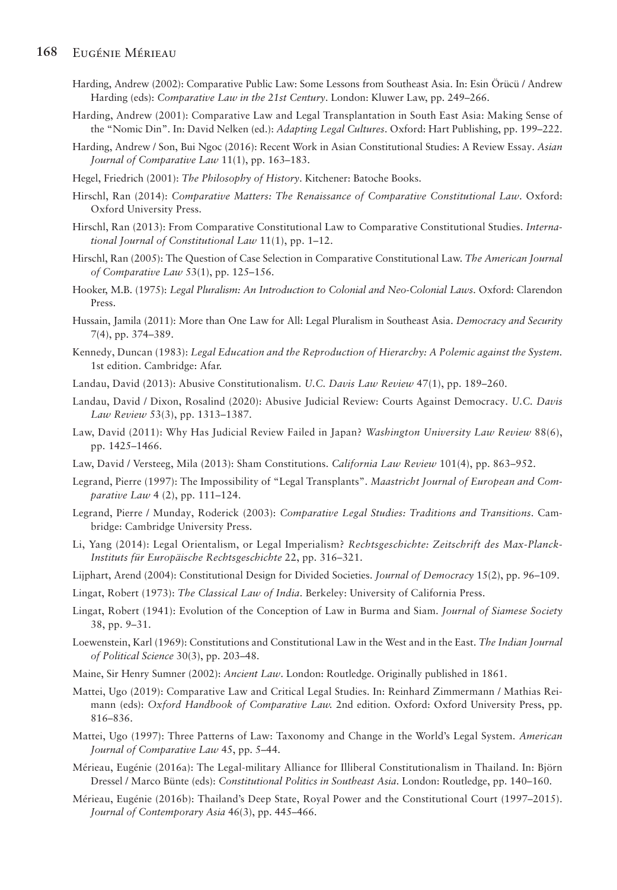Harding, Andrew (2002): Comparative Public Law: Some Lessons from Southeast Asia. In: Esin Örücü / Andrew Harding (eds): *Comparative Law in the 21st Century*. London: Kluwer Law, pp. 249–266.

Harding, Andrew (2001): Comparative Law and Legal Transplantation in South East Asia: Making Sense of the "Nomic Din". In: David Nelken (ed.): *Adapting Legal Cultures*. Oxford: Hart Publishing, pp. 199–222.

Harding, Andrew / Son, Bui Ngoc (2016): Recent Work in Asian Constitutional Studies: A Review Essay. *Asian Journal of Comparative Law* 11(1), pp. 163–183.

Hegel, Friedrich (2001): *The Philosophy of History*. Kitchener: Batoche Books.

Hirschl, Ran (2014): *Comparative Matters: The Renaissance of Comparative Constitutional Law*. Oxford: Oxford University Press.

Hirschl, Ran (2013): From Comparative Constitutional Law to Comparative Constitutional Studies. *International Journal of Constitutional Law* 11(1), pp. 1–12.

Hirschl, Ran (2005): The Question of Case Selection in Comparative Constitutional Law. *The American Journal of Comparative Law* 53(1), pp. 125–156.

Hooker, M.B. (1975): *Legal Pluralism: An Introduction to Colonial and Neo-Colonial Laws*. Oxford: Clarendon Press.

Hussain, Jamila (2011): More than One Law for All: Legal Pluralism in Southeast Asia. *Democracy and Security* 7(4), pp. 374–389.

Kennedy, Duncan (1983): *Legal Education and the Reproduction of Hierarchy: A Polemic against the System*. 1st edition. Cambridge: Afar.

Landau, David (2013): Abusive Constitutionalism. *U.C. Davis Law Review* 47(1), pp. 189–260.

Landau, David / Dixon, Rosalind (2020): Abusive Judicial Review: Courts Against Democracy. *U.C. Davis Law Review* 53(3), pp. 1313–1387.

Law, David (2011): Why Has Judicial Review Failed in Japan? *Washington University Law Review* 88(6), pp. 1425–1466.

Law, David / Versteeg, Mila (2013): Sham Constitutions. *California Law Review* 101(4), pp. 863–952.

Legrand, Pierre (1997): The Impossibility of "Legal Transplants". *Maastricht Journal of European and Comparative Law* 4 (2), pp. 111–124.

Legrand, Pierre / Munday, Roderick (2003): *Comparative Legal Studies: Traditions and Transitions*. Cambridge: Cambridge University Press.

Li, Yang (2014): Legal Orientalism, or Legal Imperialism? *Rechtsgeschichte: Zeitschrift des Max-Planck-Instituts für Europäische Rechtsgeschichte* 22, pp. 316–321.

Lijphart, Arend (2004): Constitutional Design for Divided Societies. *Journal of Democracy* 15(2), pp. 96–109.

Lingat, Robert (1973): *The Classical Law of India*. Berkeley: University of California Press.

Lingat, Robert (1941): Evolution of the Conception of Law in Burma and Siam. *Journal of Siamese Society* 38, pp. 9–31.

Loewenstein, Karl (1969): Constitutions and Constitutional Law in the West and in the East. *The Indian Journal of Political Science* 30(3), pp. 203–48.

Maine, Sir Henry Sumner (2002): *Ancient Law*. London: Routledge. Originally published in 1861.

Mattei, Ugo (2019): Comparative Law and Critical Legal Studies. In: Reinhard Zimmermann / Mathias Reimann (eds): *Oxford Handbook of Comparative Law.* 2nd edition. Oxford: Oxford University Press, pp. 816–836.

Mattei, Ugo (1997): Three Patterns of Law: Taxonomy and Change in the World's Legal System. *American Journal of Comparative Law* 45, pp. 5–44.

Mérieau, Eugénie (2016a): The Legal-military Alliance for Illiberal Constitutionalism in Thailand. In: Björn Dressel / Marco Bünte (eds): *Constitutional Politics in Southeast Asia*. London: Routledge, pp. 140–160.

Mérieau, Eugénie (2016b): Thailand's Deep State, Royal Power and the Constitutional Court (1997–2015). *Journal of Contemporary Asia* 46(3), pp. 445–466.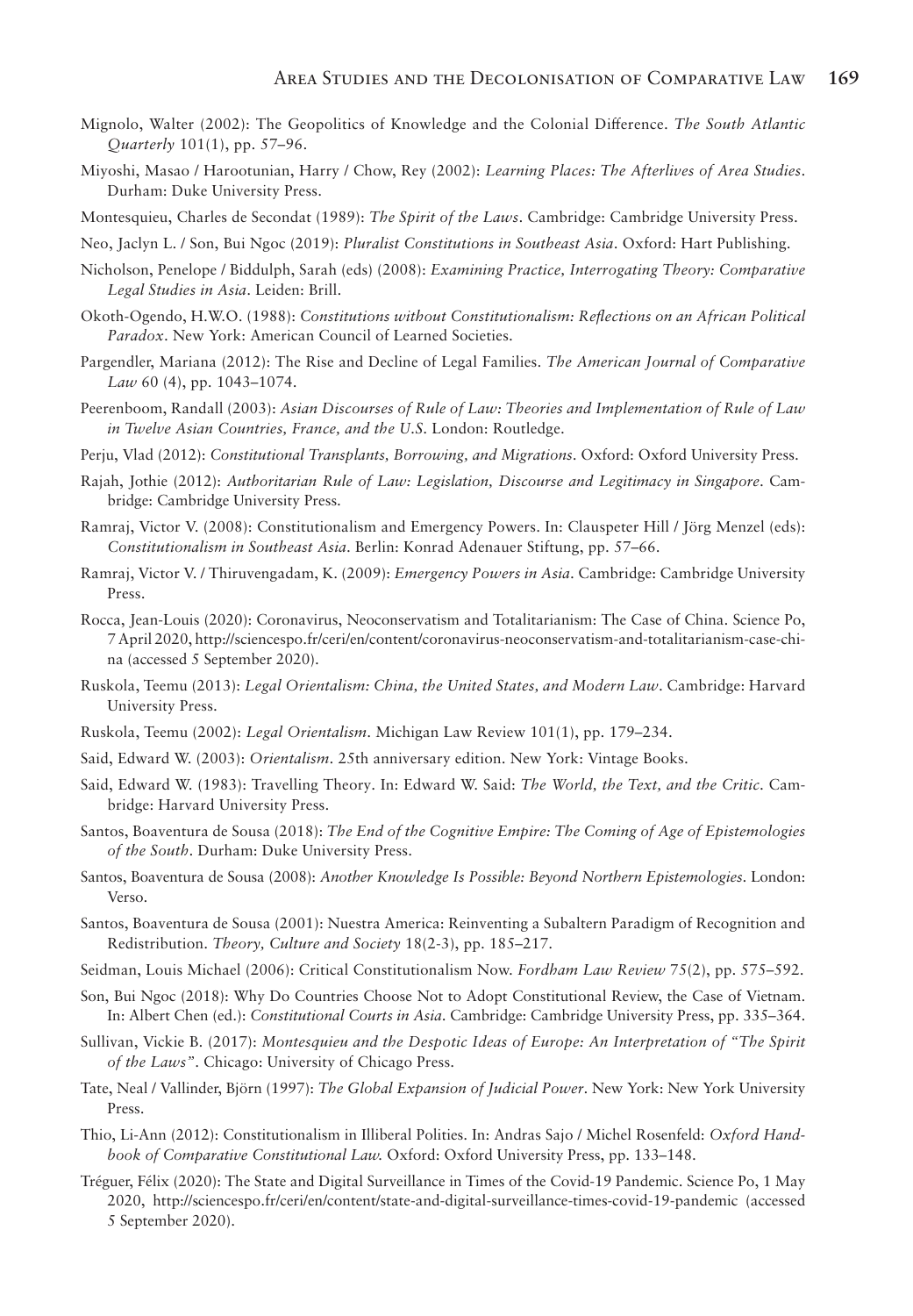Mignolo, Walter (2002): The Geopolitics of Knowledge and the Colonial Difference. *The South Atlantic Quarterly* 101(1), pp. 57–96.

Miyoshi, Masao / Harootunian, Harry / Chow, Rey (2002): *Learning Places: The Afterlives of Area Studies*. Durham: Duke University Press.

Montesquieu, Charles de Secondat (1989): *The Spirit of the Laws*. Cambridge: Cambridge University Press.

Neo, Jaclyn L. / Son, Bui Ngoc (2019): *Pluralist Constitutions in Southeast Asia*. Oxford: Hart Publishing.

Nicholson, Penelope / Biddulph, Sarah (eds) (2008): *Examining Practice, Interrogating Theory: Comparative Legal Studies in Asia*. Leiden: Brill.

Okoth-Ogendo, H.W.O. (1988): *Constitutions without Constitutionalism: Reflections on an African Political Paradox*. New York: American Council of Learned Societies.

Pargendler, Mariana (2012): The Rise and Decline of Legal Families. *The American Journal of Comparative Law* 60 (4), pp. 1043–1074.

Peerenboom, Randall (2003): *Asian Discourses of Rule of Law: Theories and Implementation of Rule of Law in Twelve Asian Countries, France, and the U.S.* London: Routledge.

Perju, Vlad (2012): *Constitutional Transplants, Borrowing, and Migrations*. Oxford: Oxford University Press.

Rajah, Jothie (2012): *Authoritarian Rule of Law: Legislation, Discourse and Legitimacy in Singapore*. Cambridge: Cambridge University Press.

Ramraj, Victor V. (2008): Constitutionalism and Emergency Powers. In: Clauspeter Hill / Jörg Menzel (eds): *Constitutionalism in Southeast Asia*. Berlin: Konrad Adenauer Stiftung, pp. 57–66.

Ramraj, Victor V. / Thiruvengadam, K. (2009): *Emergency Powers in Asia*. Cambridge: Cambridge University Press.

Rocca, Jean-Louis (2020): Coronavirus, Neoconservatism and Totalitarianism: The Case of China. Science Po, 7 April 2020, http://sciencespo.fr/ceri/en/content/coronavirus-neoconservatism-and-totalitarianism-case-china (accessed 5 September 2020).

Ruskola, Teemu (2013): *Legal Orientalism: China, the United States, and Modern Law*. Cambridge: Harvard University Press.

Ruskola, Teemu (2002): *Legal Orientalism*. Michigan Law Review 101(1), pp. 179–234.

Said, Edward W. (2003): *Orientalism*. 25th anniversary edition. New York: Vintage Books.

Said, Edward W. (1983): Travelling Theory. In: Edward W. Said: *The World, the Text, and the Critic*. Cambridge: Harvard University Press.

Santos, Boaventura de Sousa (2018): *The End of the Cognitive Empire: The Coming of Age of Epistemologies of the South*. Durham: Duke University Press.

Santos, Boaventura de Sousa (2008): *Another Knowledge Is Possible: Beyond Northern Epistemologies*. London: Verso.

Santos, Boaventura de Sousa (2001): Nuestra America: Reinventing a Subaltern Paradigm of Recognition and Redistribution. *Theory, Culture and Society* 18(2-3), pp. 185–217.

Seidman, Louis Michael (2006): Critical Constitutionalism Now. *Fordham Law Review* 75(2), pp. 575–592.

Son, Bui Ngoc (2018): Why Do Countries Choose Not to Adopt Constitutional Review, the Case of Vietnam. In: Albert Chen (ed.): *Constitutional Courts in Asia*. Cambridge: Cambridge University Press, pp. 335–364.

Sullivan, Vickie B. (2017): *Montesquieu and the Despotic Ideas of Europe: An Interpretation of "The Spirit of the Laws"*. Chicago: University of Chicago Press.

Tate, Neal / Vallinder, Björn (1997): *The Global Expansion of Judicial Power*. New York: New York University Press.

Thio, Li-Ann (2012): Constitutionalism in Illiberal Polities. In: Andras Sajo / Michel Rosenfeld: *Oxford Handbook of Comparative Constitutional Law.* Oxford: Oxford University Press, pp. 133–148.

Tréguer, Félix (2020): The State and Digital Surveillance in Times of the Covid-19 Pandemic. Science Po, 1 May 2020, http://sciencespo.fr/ceri/en/content/state-and-digital-surveillance-times-covid-19-pandemic (accessed 5 September 2020).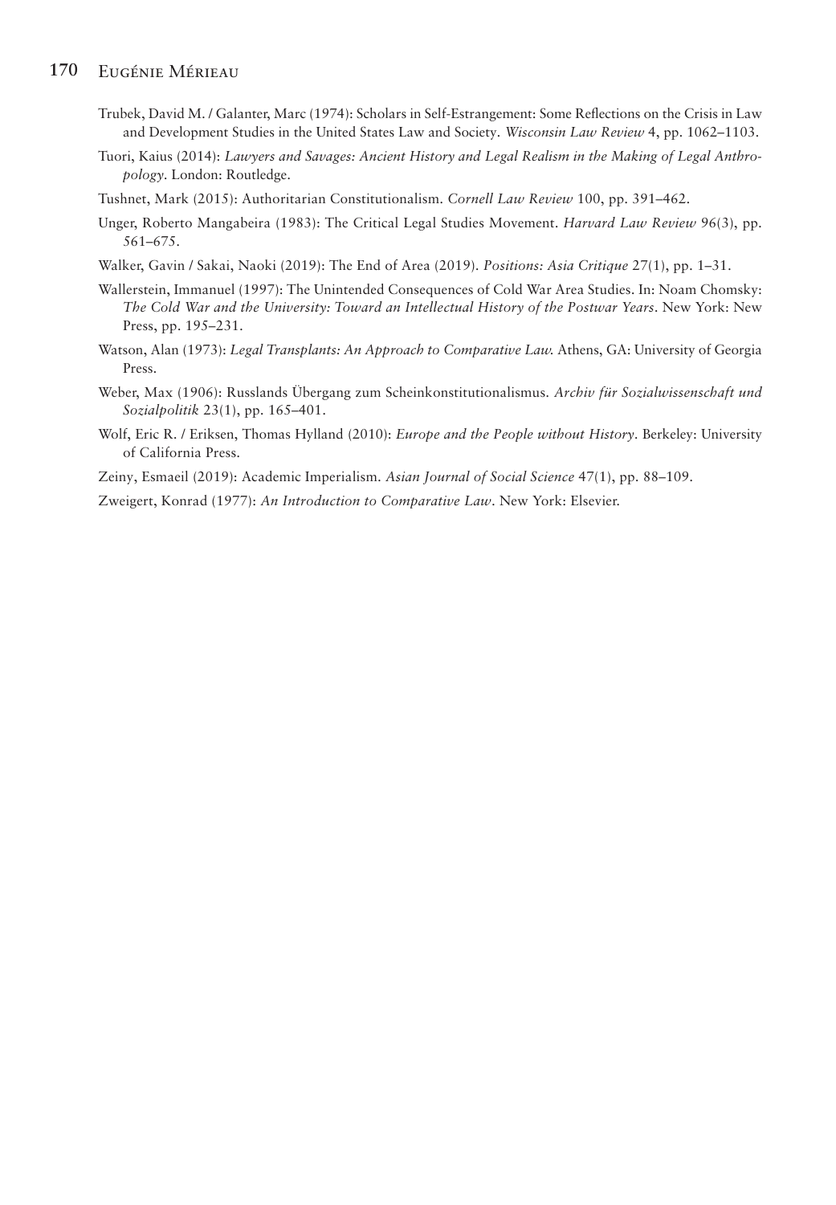Trubek, David M. / Galanter, Marc (1974): Scholars in Self-Estrangement: Some Reflections on the Crisis in Law and Development Studies in the United States Law and Society. *Wisconsin Law Review* 4, pp. 1062–1103.

Tuori, Kaius (2014): *Lawyers and Savages: Ancient History and Legal Realism in the Making of Legal Anthropology*. London: Routledge.

Tushnet, Mark (2015): Authoritarian Constitutionalism. *Cornell Law Review* 100, pp. 391–462.

Unger, Roberto Mangabeira (1983): The Critical Legal Studies Movement. *Harvard Law Review* 96(3), pp. 561–675.

Walker, Gavin / Sakai, Naoki (2019): The End of Area (2019). *Positions: Asia Critique* 27(1), pp. 1–31.

Wallerstein, Immanuel (1997): The Unintended Consequences of Cold War Area Studies. In: Noam Chomsky: *The Cold War and the University: Toward an Intellectual History of the Postwar Years*. New York: New Press, pp. 195–231.

Watson, Alan (1973): *Legal Transplants: An Approach to Comparative Law.* Athens, GA: University of Georgia Press.

Weber, Max (1906): Russlands Übergang zum Scheinkonstitutionalismus. *Archiv für Sozialwissenschaft und Sozialpolitik* 23(1), pp. 165–401.

Wolf, Eric R. / Eriksen, Thomas Hylland (2010): *Europe and the People without History*. Berkeley: University of California Press.

Zeiny, Esmaeil (2019): Academic Imperialism. *Asian Journal of Social Science* 47(1), pp. 88–109.

Zweigert, Konrad (1977): *An Introduction to Comparative Law*. New York: Elsevier.